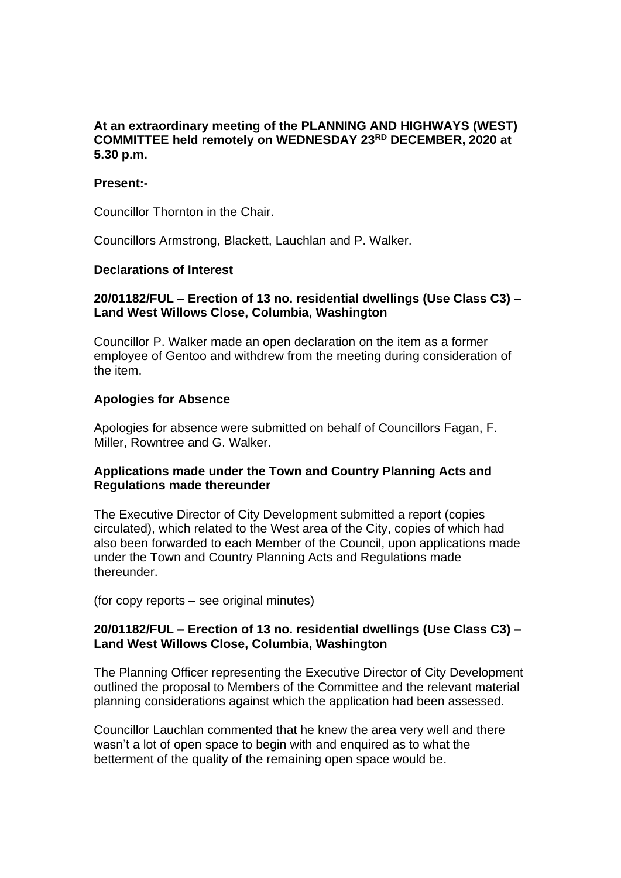**At an extraordinary meeting of the PLANNING AND HIGHWAYS (WEST) COMMITTEE held remotely on WEDNESDAY 23RD DECEMBER, 2020 at 5.30 p.m.**

**Present:-**

Councillor Thornton in the Chair.

Councillors Armstrong, Blackett, Lauchlan and P. Walker.

**Declarations of Interest**

**20/01182/FUL – Erection of 13 no. residential dwellings (Use Class C3) – Land West Willows Close, Columbia, Washington**

Councillor P. Walker made an open declaration on the item as a former employee of Gentoo and withdrew from the meeting during consideration of the item.

**Apologies for Absence**

Apologies for absence were submitted on behalf of Councillors Fagan, F. Miller, Rowntree and G. Walker.

**Applications made under the Town and Country Planning Acts and Regulations made thereunder**

The Executive Director of City Development submitted a report (copies circulated), which related to the West area of the City, copies of which had also been forwarded to each Member of the Council, upon applications made under the Town and Country Planning Acts and Regulations made thereunder.

(for copy reports – see original minutes)

**20/01182/FUL – Erection of 13 no. residential dwellings (Use Class C3) – Land West Willows Close, Columbia, Washington**

The Planning Officer representing the Executive Director of City Development outlined the proposal to Members of the Committee and the relevant material planning considerations against which the application had been assessed.

Councillor Lauchlan commented that he knew the area very well and there wasn't a lot of open space to begin with and enquired as to what the betterment of the quality of the remaining open space would be.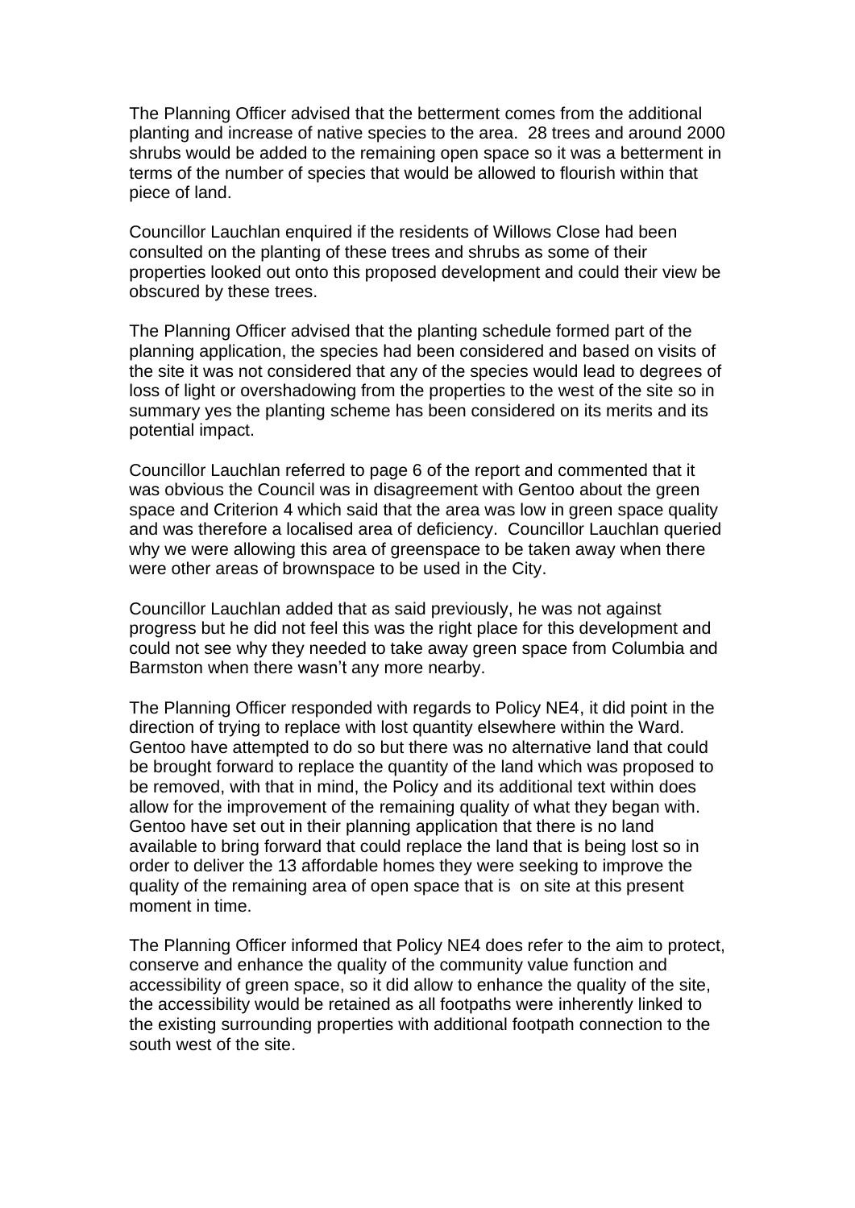The Planning Officer advised that the betterment comes from the additional planting and increase of native species to the area. 28 trees and around 2000 shrubs would be added to the remaining open space so it was a betterment in terms of the number of species that would be allowed to flourish within that piece of land.

Councillor Lauchlan enquired if the residents of Willows Close had been consulted on the planting of these trees and shrubs as some of their properties looked out onto this proposed development and could their view be obscured by these trees.

The Planning Officer advised that the planting schedule formed part of the planning application, the species had been considered and based on visits of the site it was not considered that any of the species would lead to degrees of loss of light or overshadowing from the properties to the west of the site so in summary yes the planting scheme has been considered on its merits and its potential impact.

Councillor Lauchlan referred to page 6 of the report and commented that it was obvious the Council was in disagreement with Gentoo about the green space and Criterion 4 which said that the area was low in green space quality and was therefore a localised area of deficiency. Councillor Lauchlan queried why we were allowing this area of greenspace to be taken away when there were other areas of brownspace to be used in the City.

Councillor Lauchlan added that as said previously, he was not against progress but he did not feel this was the right place for this development and could not see why they needed to take away green space from Columbia and Barmston when there wasn't any more nearby.

The Planning Officer responded with regards to Policy NE4, it did point in the direction of trying to replace with lost quantity elsewhere within the Ward. Gentoo have attempted to do so but there was no alternative land that could be brought forward to replace the quantity of the land which was proposed to be removed, with that in mind, the Policy and its additional text within does allow for the improvement of the remaining quality of what they began with. Gentoo have set out in their planning application that there is no land available to bring forward that could replace the land that is being lost so in order to deliver the 13 affordable homes they were seeking to improve the quality of the remaining area of open space that is on site at this present moment in time.

The Planning Officer informed that Policy NE4 does refer to the aim to protect, conserve and enhance the quality of the community value function and accessibility of green space, so it did allow to enhance the quality of the site, the accessibility would be retained as all footpaths were inherently linked to the existing surrounding properties with additional footpath connection to the south west of the site.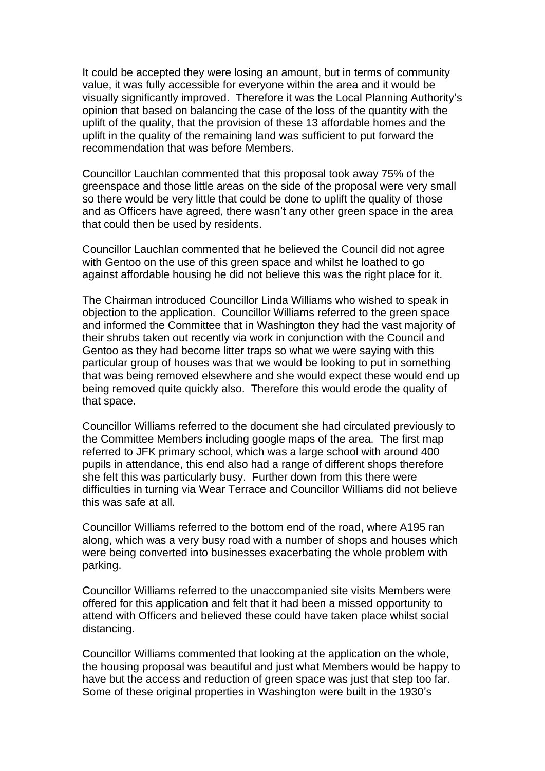It could be accepted they were losing an amount, but in terms of community value, it was fully accessible for everyone within the area and it would be visually significantly improved. Therefore it was the Local Planning Authority's opinion that based on balancing the case of the loss of the quantity with the uplift of the quality, that the provision of these 13 affordable homes and the uplift in the quality of the remaining land was sufficient to put forward the recommendation that was before Members.

Councillor Lauchlan commented that this proposal took away 75% of the greenspace and those little areas on the side of the proposal were very small so there would be very little that could be done to uplift the quality of those and as Officers have agreed, there wasn't any other green space in the area that could then be used by residents.

Councillor Lauchlan commented that he believed the Council did not agree with Gentoo on the use of this green space and whilst he loathed to go against affordable housing he did not believe this was the right place for it.

The Chairman introduced Councillor Linda Williams who wished to speak in objection to the application. Councillor Williams referred to the green space and informed the Committee that in Washington they had the vast majority of their shrubs taken out recently via work in conjunction with the Council and Gentoo as they had become litter traps so what we were saying with this particular group of houses was that we would be looking to put in something that was being removed elsewhere and she would expect these would end up being removed quite quickly also. Therefore this would erode the quality of that space.

Councillor Williams referred to the document she had circulated previously to the Committee Members including google maps of the area. The first map referred to JFK primary school, which was a large school with around 400 pupils in attendance, this end also had a range of different shops therefore she felt this was particularly busy. Further down from this there were difficulties in turning via Wear Terrace and Councillor Williams did not believe this was safe at all.

Councillor Williams referred to the bottom end of the road, where A195 ran along, which was a very busy road with a number of shops and houses which were being converted into businesses exacerbating the whole problem with parking.

Councillor Williams referred to the unaccompanied site visits Members were offered for this application and felt that it had been a missed opportunity to attend with Officers and believed these could have taken place whilst social distancing.

Councillor Williams commented that looking at the application on the whole, the housing proposal was beautiful and just what Members would be happy to have but the access and reduction of green space was just that step too far. Some of these original properties in Washington were built in the 1930's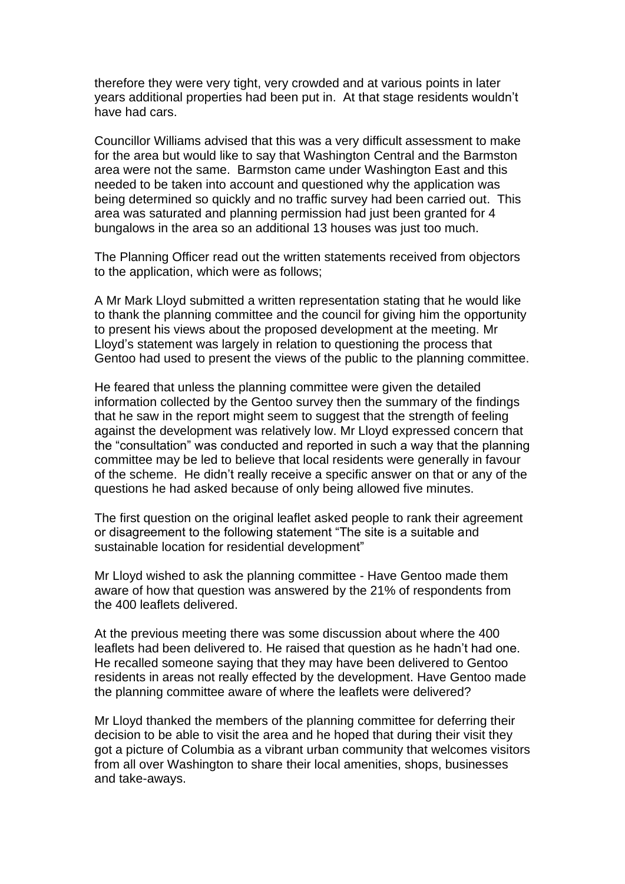therefore they were very tight, very crowded and at various points in later years additional properties had been put in. At that stage residents wouldn't have had cars.

Councillor Williams advised that this was a very difficult assessment to make for the area but would like to say that Washington Central and the Barmston area were not the same. Barmston came under Washington East and this needed to be taken into account and questioned why the application was being determined so quickly and no traffic survey had been carried out. This area was saturated and planning permission had just been granted for 4 bungalows in the area so an additional 13 houses was just too much.

The Planning Officer read out the written statements received from objectors to the application, which were as follows;

A Mr Mark Lloyd submitted a written representation stating that he would like to thank the planning committee and the council for giving him the opportunity to present his views about the proposed development at the meeting. Mr Lloyd's statement was largely in relation to questioning the process that Gentoo had used to present the views of the public to the planning committee.

He feared that unless the planning committee were given the detailed information collected by the Gentoo survey then the summary of the findings that he saw in the report might seem to suggest that the strength of feeling against the development was relatively low. Mr Lloyd expressed concern that the "consultation" was conducted and reported in such a way that the planning committee may be led to believe that local residents were generally in favour of the scheme. He didn't really receive a specific answer on that or any of the questions he had asked because of only being allowed five minutes.

The first question on the original leaflet asked people to rank their agreement or disagreement to the following statement "The site is a suitable and sustainable location for residential development"

Mr Lloyd wished to ask the planning committee - Have Gentoo made them aware of how that question was answered by the 21% of respondents from the 400 leaflets delivered.

At the previous meeting there was some discussion about where the 400 leaflets had been delivered to. He raised that question as he hadn't had one. He recalled someone saying that they may have been delivered to Gentoo residents in areas not really effected by the development. Have Gentoo made the planning committee aware of where the leaflets were delivered?

Mr Lloyd thanked the members of the planning committee for deferring their decision to be able to visit the area and he hoped that during their visit they got a picture of Columbia as a vibrant urban community that welcomes visitors from all over Washington to share their local amenities, shops, businesses and take-aways.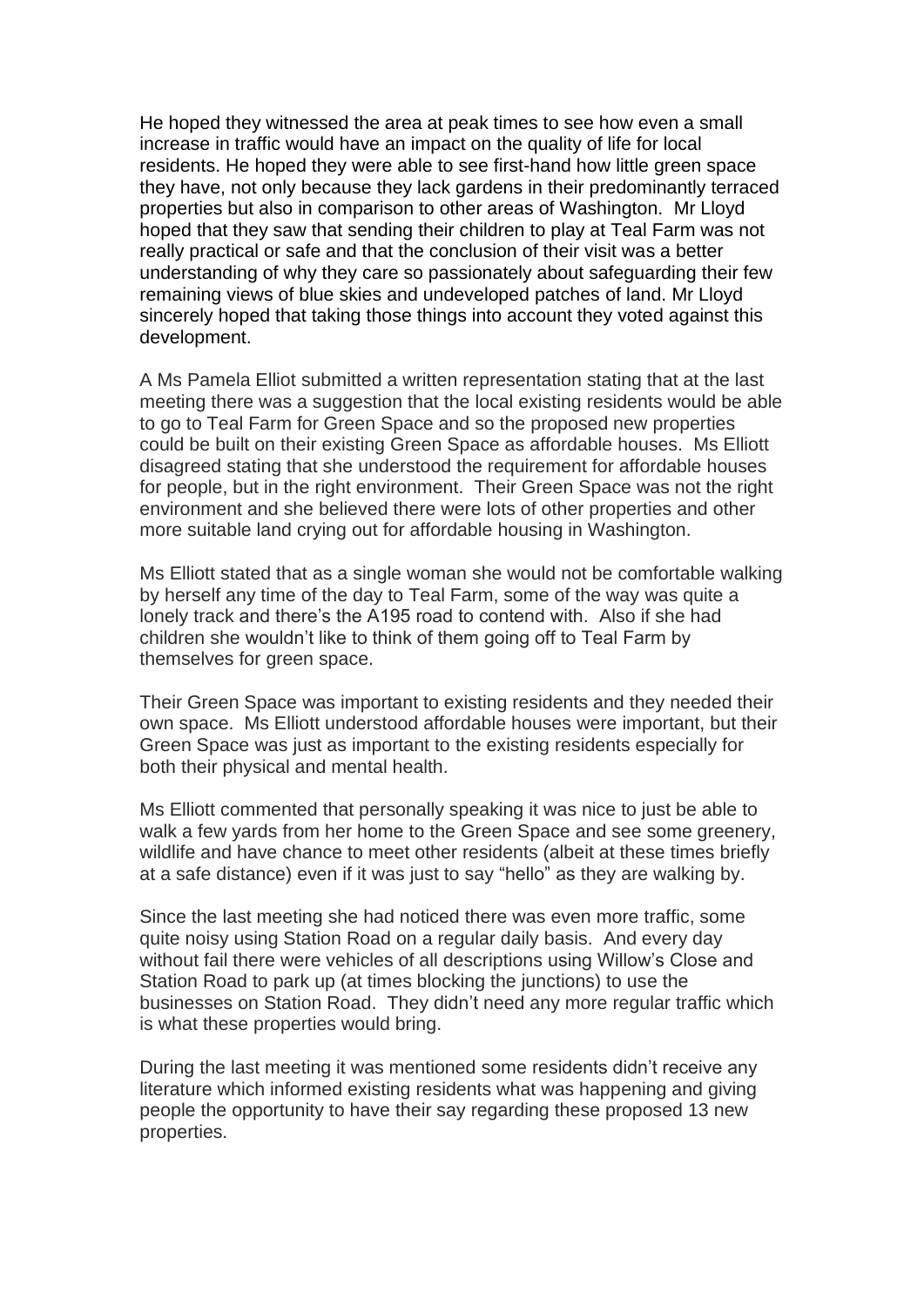He hoped they witnessed the area at peak times to see how even a small increase in traffic would have an impact on the quality of life for local residents. He hoped they were able to see first-hand how little green space they have, not only because they lack gardens in their predominantly terraced properties but also in comparison to other areas of Washington. Mr Lloyd hoped that they saw that sending their children to play at Teal Farm was not really practical or safe and that the conclusion of their visit was a better understanding of why they care so passionately about safeguarding their few remaining views of blue skies and undeveloped patches of land. Mr Lloyd sincerely hoped that taking those things into account they voted against this development.

A Ms Pamela Elliot submitted a written representation stating that at the last meeting there was a suggestion that the local existing residents would be able to go to Teal Farm for Green Space and so the proposed new properties could be built on their existing Green Space as affordable houses. Ms Elliott disagreed stating that she understood the requirement for affordable houses for people, but in the right environment. Their Green Space was not the right environment and she believed there were lots of other properties and other more suitable land crying out for affordable housing in Washington.

Ms Elliott stated that as a single woman she would not be comfortable walking by herself any time of the day to Teal Farm, some of the way was quite a lonely track and there's the A195 road to contend with. Also if she had children she wouldn't like to think of them going off to Teal Farm by themselves for green space.

Their Green Space was important to existing residents and they needed their own space. Ms Elliott understood affordable houses were important, but their Green Space was just as important to the existing residents especially for both their physical and mental health.

Ms Elliott commented that personally speaking it was nice to just be able to walk a few yards from her home to the Green Space and see some greenery, wildlife and have chance to meet other residents (albeit at these times briefly at a safe distance) even if it was just to say "hello" as they are walking by.

Since the last meeting she had noticed there was even more traffic, some quite noisy using Station Road on a regular daily basis. And every day without fail there were vehicles of all descriptions using Willow's Close and Station Road to park up (at times blocking the junctions) to use the businesses on Station Road. They didn't need any more regular traffic which is what these properties would bring.

During the last meeting it was mentioned some residents didn't receive any literature which informed existing residents what was happening and giving people the opportunity to have their say regarding these proposed 13 new properties.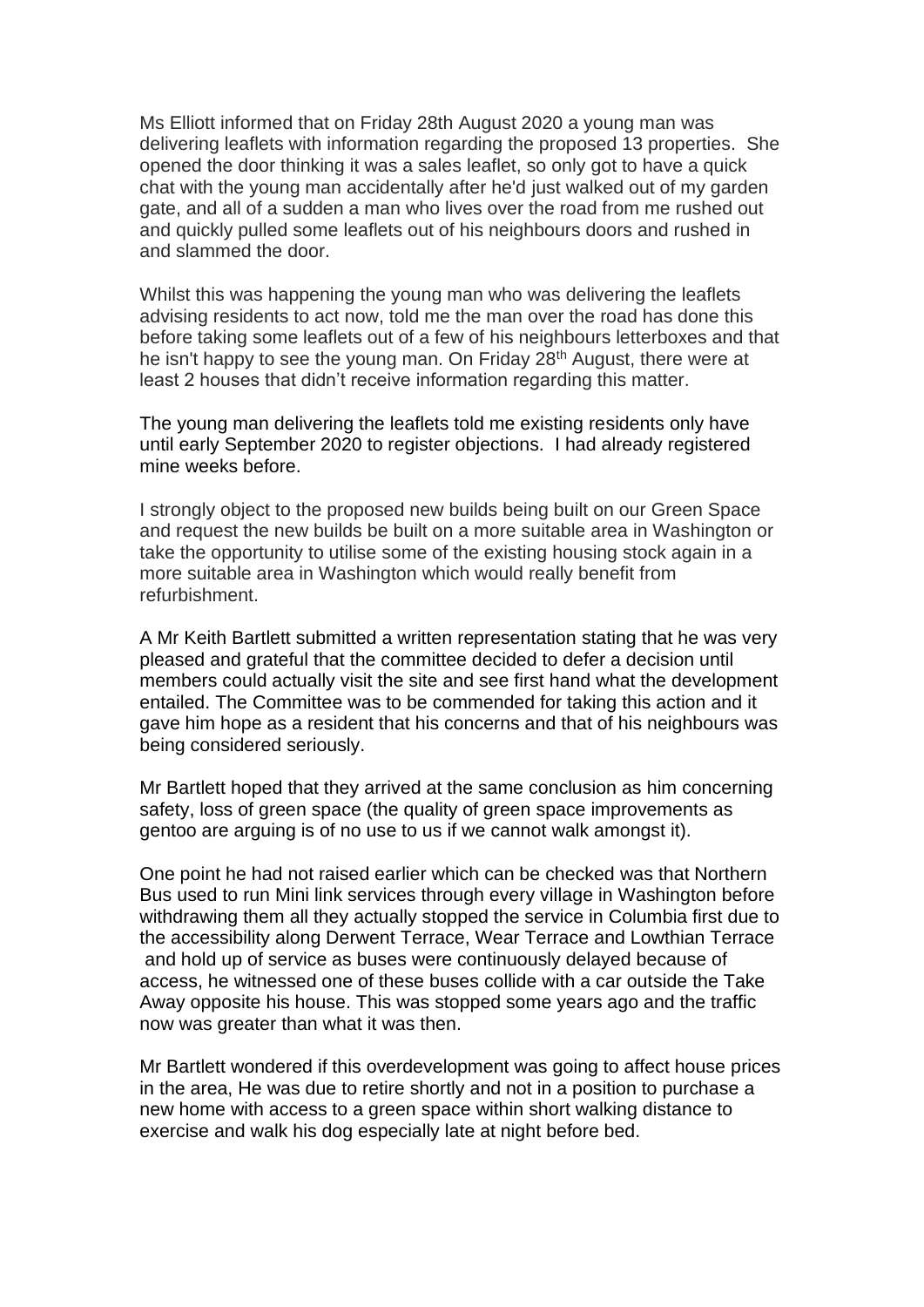Ms Elliott informed that on Friday 28th August 2020 a young man was delivering leaflets with information regarding the proposed 13 properties. She opened the door thinking it was a sales leaflet, so only got to have a quick chat with the young man accidentally after he'd just walked out of my garden gate, and all of a sudden a man who lives over the road from me rushed out and quickly pulled some leaflets out of his neighbours doors and rushed in and slammed the door.

Whilst this was happening the young man who was delivering the leaflets advising residents to act now, told me the man over the road has done this before taking some leaflets out of a few of his neighbours letterboxes and that he isn't happy to see the young man. On Friday 28th August, there were at least 2 houses that didn't receive information regarding this matter.

The young man delivering the leaflets told me existing residents only have until early September 2020 to register objections. I had already registered mine weeks before.

I strongly object to the proposed new builds being built on our Green Space and request the new builds be built on a more suitable area in Washington or take the opportunity to utilise some of the existing housing stock again in a more suitable area in Washington which would really benefit from refurbishment.

A Mr Keith Bartlett submitted a written representation stating that he was very pleased and grateful that the committee decided to defer a decision until members could actually visit the site and see first hand what the development entailed. The Committee was to be commended for taking this action and it gave him hope as a resident that his concerns and that of his neighbours was being considered seriously.

Mr Bartlett hoped that they arrived at the same conclusion as him concerning safety, loss of green space (the quality of green space improvements as gentoo are arguing is of no use to us if we cannot walk amongst it).

One point he had not raised earlier which can be checked was that Northern Bus used to run Mini link services through every village in Washington before withdrawing them all they actually stopped the service in Columbia first due to the accessibility along Derwent Terrace, Wear Terrace and Lowthian Terrace and hold up of service as buses were continuously delayed because of access, he witnessed one of these buses collide with a car outside the Take Away opposite his house. This was stopped some years ago and the traffic now was greater than what it was then.

Mr Bartlett wondered if this overdevelopment was going to affect house prices in the area, He was due to retire shortly and not in a position to purchase a new home with access to a green space within short walking distance to exercise and walk his dog especially late at night before bed.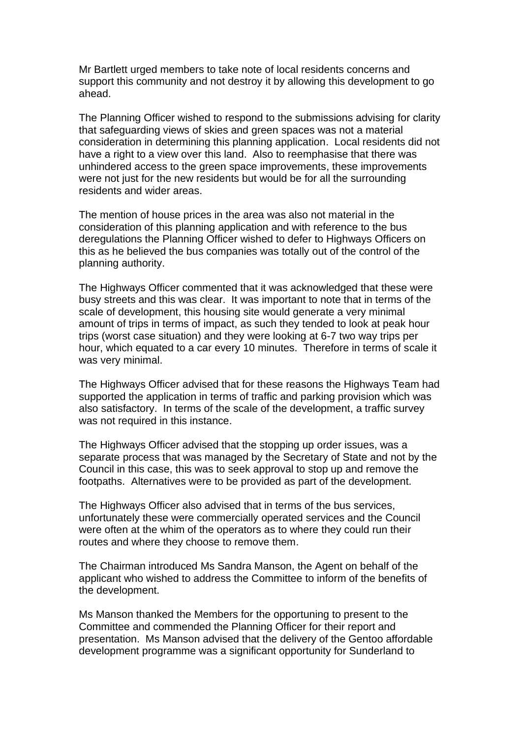Mr Bartlett urged members to take note of local residents concerns and support this community and not destroy it by allowing this development to go ahead.

The Planning Officer wished to respond to the submissions advising for clarity that safeguarding views of skies and green spaces was not a material consideration in determining this planning application. Local residents did not have a right to a view over this land. Also to reemphasise that there was unhindered access to the green space improvements, these improvements were not just for the new residents but would be for all the surrounding residents and wider areas.

The mention of house prices in the area was also not material in the consideration of this planning application and with reference to the bus deregulations the Planning Officer wished to defer to Highways Officers on this as he believed the bus companies was totally out of the control of the planning authority.

The Highways Officer commented that it was acknowledged that these were busy streets and this was clear. It was important to note that in terms of the scale of development, this housing site would generate a very minimal amount of trips in terms of impact, as such they tended to look at peak hour trips (worst case situation) and they were looking at 6-7 two way trips per hour, which equated to a car every 10 minutes. Therefore in terms of scale it was very minimal.

The Highways Officer advised that for these reasons the Highways Team had supported the application in terms of traffic and parking provision which was also satisfactory. In terms of the scale of the development, a traffic survey was not required in this instance.

The Highways Officer advised that the stopping up order issues, was a separate process that was managed by the Secretary of State and not by the Council in this case, this was to seek approval to stop up and remove the footpaths. Alternatives were to be provided as part of the development.

The Highways Officer also advised that in terms of the bus services, unfortunately these were commercially operated services and the Council were often at the whim of the operators as to where they could run their routes and where they choose to remove them.

The Chairman introduced Ms Sandra Manson, the Agent on behalf of the applicant who wished to address the Committee to inform of the benefits of the development.

Ms Manson thanked the Members for the opportuning to present to the Committee and commended the Planning Officer for their report and presentation. Ms Manson advised that the delivery of the Gentoo affordable development programme was a significant opportunity for Sunderland to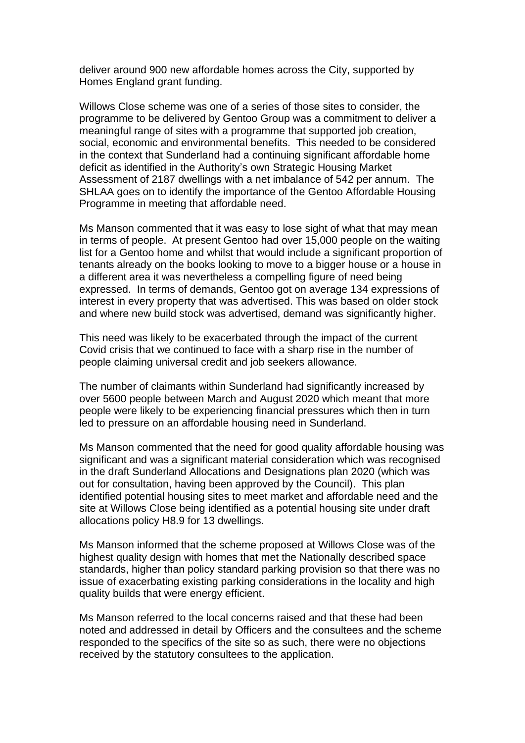deliver around 900 new affordable homes across the City, supported by Homes England grant funding.

Willows Close scheme was one of a series of those sites to consider, the programme to be delivered by Gentoo Group was a commitment to deliver a meaningful range of sites with a programme that supported job creation, social, economic and environmental benefits. This needed to be considered in the context that Sunderland had a continuing significant affordable home deficit as identified in the Authority's own Strategic Housing Market Assessment of 2187 dwellings with a net imbalance of 542 per annum. The SHLAA goes on to identify the importance of the Gentoo Affordable Housing Programme in meeting that affordable need.

Ms Manson commented that it was easy to lose sight of what that may mean in terms of people. At present Gentoo had over 15,000 people on the waiting list for a Gentoo home and whilst that would include a significant proportion of tenants already on the books looking to move to a bigger house or a house in a different area it was nevertheless a compelling figure of need being expressed. In terms of demands, Gentoo got on average 134 expressions of interest in every property that was advertised. This was based on older stock and where new build stock was advertised, demand was significantly higher.

This need was likely to be exacerbated through the impact of the current Covid crisis that we continued to face with a sharp rise in the number of people claiming universal credit and job seekers allowance.

The number of claimants within Sunderland had significantly increased by over 5600 people between March and August 2020 which meant that more people were likely to be experiencing financial pressures which then in turn led to pressure on an affordable housing need in Sunderland.

Ms Manson commented that the need for good quality affordable housing was significant and was a significant material consideration which was recognised in the draft Sunderland Allocations and Designations plan 2020 (which was out for consultation, having been approved by the Council). This plan identified potential housing sites to meet market and affordable need and the site at Willows Close being identified as a potential housing site under draft allocations policy H8.9 for 13 dwellings.

Ms Manson informed that the scheme proposed at Willows Close was of the highest quality design with homes that met the Nationally described space standards, higher than policy standard parking provision so that there was no issue of exacerbating existing parking considerations in the locality and high quality builds that were energy efficient.

Ms Manson referred to the local concerns raised and that these had been noted and addressed in detail by Officers and the consultees and the scheme responded to the specifics of the site so as such, there were no objections received by the statutory consultees to the application.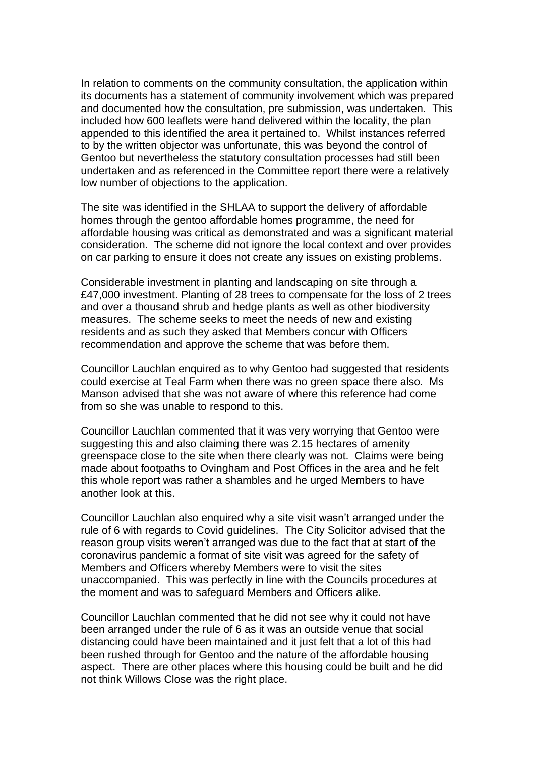In relation to comments on the community consultation, the application within its documents has a statement of community involvement which was prepared and documented how the consultation, pre submission, was undertaken. This included how 600 leaflets were hand delivered within the locality, the plan appended to this identified the area it pertained to. Whilst instances referred to by the written objector was unfortunate, this was beyond the control of Gentoo but nevertheless the statutory consultation processes had still been undertaken and as referenced in the Committee report there were a relatively low number of objections to the application.

The site was identified in the SHLAA to support the delivery of affordable homes through the gentoo affordable homes programme, the need for affordable housing was critical as demonstrated and was a significant material consideration. The scheme did not ignore the local context and over provides on car parking to ensure it does not create any issues on existing problems.

Considerable investment in planting and landscaping on site through a £47,000 investment. Planting of 28 trees to compensate for the loss of 2 trees and over a thousand shrub and hedge plants as well as other biodiversity measures. The scheme seeks to meet the needs of new and existing residents and as such they asked that Members concur with Officers recommendation and approve the scheme that was before them.

Councillor Lauchlan enquired as to why Gentoo had suggested that residents could exercise at Teal Farm when there was no green space there also. Ms Manson advised that she was not aware of where this reference had come from so she was unable to respond to this.

Councillor Lauchlan commented that it was very worrying that Gentoo were suggesting this and also claiming there was 2.15 hectares of amenity greenspace close to the site when there clearly was not. Claims were being made about footpaths to Ovingham and Post Offices in the area and he felt this whole report was rather a shambles and he urged Members to have another look at this.

Councillor Lauchlan also enquired why a site visit wasn't arranged under the rule of 6 with regards to Covid guidelines. The City Solicitor advised that the reason group visits weren't arranged was due to the fact that at start of the coronavirus pandemic a format of site visit was agreed for the safety of Members and Officers whereby Members were to visit the sites unaccompanied. This was perfectly in line with the Councils procedures at the moment and was to safeguard Members and Officers alike.

Councillor Lauchlan commented that he did not see why it could not have been arranged under the rule of 6 as it was an outside venue that social distancing could have been maintained and it just felt that a lot of this had been rushed through for Gentoo and the nature of the affordable housing aspect. There are other places where this housing could be built and he did not think Willows Close was the right place.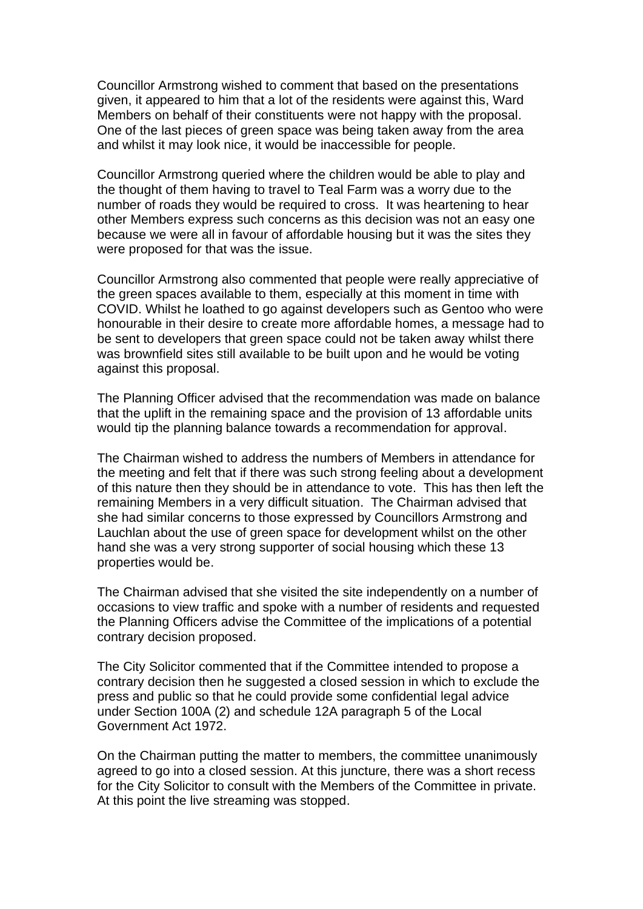Councillor Armstrong wished to comment that based on the presentations given, it appeared to him that a lot of the residents were against this, Ward Members on behalf of their constituents were not happy with the proposal. One of the last pieces of green space was being taken away from the area and whilst it may look nice, it would be inaccessible for people.

Councillor Armstrong queried where the children would be able to play and the thought of them having to travel to Teal Farm was a worry due to the number of roads they would be required to cross. It was heartening to hear other Members express such concerns as this decision was not an easy one because we were all in favour of affordable housing but it was the sites they were proposed for that was the issue.

Councillor Armstrong also commented that people were really appreciative of the green spaces available to them, especially at this moment in time with COVID. Whilst he loathed to go against developers such as Gentoo who were honourable in their desire to create more affordable homes, a message had to be sent to developers that green space could not be taken away whilst there was brownfield sites still available to be built upon and he would be voting against this proposal.

The Planning Officer advised that the recommendation was made on balance that the uplift in the remaining space and the provision of 13 affordable units would tip the planning balance towards a recommendation for approval.

The Chairman wished to address the numbers of Members in attendance for the meeting and felt that if there was such strong feeling about a development of this nature then they should be in attendance to vote. This has then left the remaining Members in a very difficult situation. The Chairman advised that she had similar concerns to those expressed by Councillors Armstrong and Lauchlan about the use of green space for development whilst on the other hand she was a very strong supporter of social housing which these 13 properties would be.

The Chairman advised that she visited the site independently on a number of occasions to view traffic and spoke with a number of residents and requested the Planning Officers advise the Committee of the implications of a potential contrary decision proposed.

The City Solicitor commented that if the Committee intended to propose a contrary decision then he suggested a closed session in which to exclude the press and public so that he could provide some confidential legal advice under Section 100A (2) and schedule 12A paragraph 5 of the Local Government Act 1972.

On the Chairman putting the matter to members, the committee unanimously agreed to go into a closed session. At this juncture, there was a short recess for the City Solicitor to consult with the Members of the Committee in private. At this point the live streaming was stopped.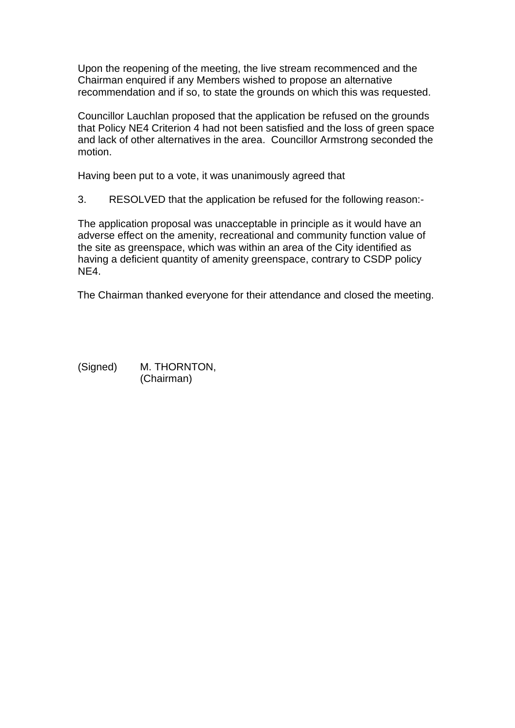Upon the reopening of the meeting, the live stream recommenced and the Chairman enquired if any Members wished to propose an alternative recommendation and if so, to state the grounds on which this was requested.

Councillor Lauchlan proposed that the application be refused on the grounds that Policy NE4 Criterion 4 had not been satisfied and the loss of green space and lack of other alternatives in the area. Councillor Armstrong seconded the motion.

Having been put to a vote, it was unanimously agreed that

3. RESOLVED that the application be refused for the following reason:-

The application proposal was unacceptable in principle as it would have an adverse effect on the amenity, recreational and community function value of the site as greenspace, which was within an area of the City identified as having a deficient quantity of amenity greenspace, contrary to CSDP policy NE4.

The Chairman thanked everyone for their attendance and closed the meeting.

(Signed) M. THORNTON,
(Chairman)